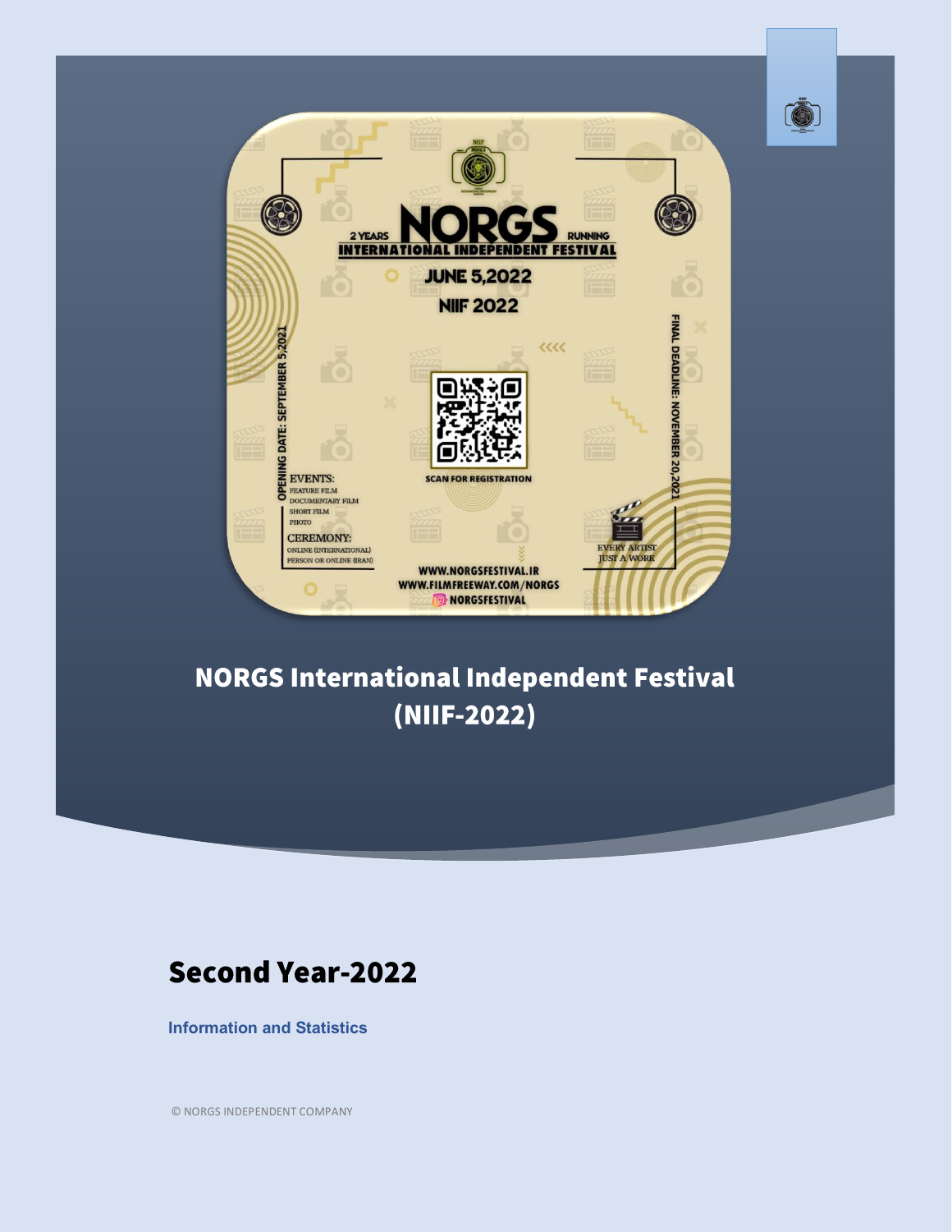2 YEARS **NORGS** RUNNING

INTERNATIONAL INDEPENDENT FESTIVAL

JUNE 5,2022

NIIF 2022

OPENING DATE: SEPTEMBER 5,2021

FINAL DEADLINE: NOVEMBER 20,2021

SCAN FOR REGISTRATION

EVENTS:

- FEATURE FILM
- DOCUMENTARY FILM
- SHORT FILM
- PHOTO

CEREMONY:

- ONLINE (INTERNATIONAL)
- PERSON OR ONLINE (IRAN)

EVERY ARTIST JUST A WORK

WWW.NORGSFESTIVAL.IR
WWW.FILMFREEWAY.COM/NORGS
NORGSFESTIVAL

# NORGS International Independent Festival (NIIF-2022)

## Second Year-2022

### Information and Statistics

© NORGS INDEPENDENT COMPANY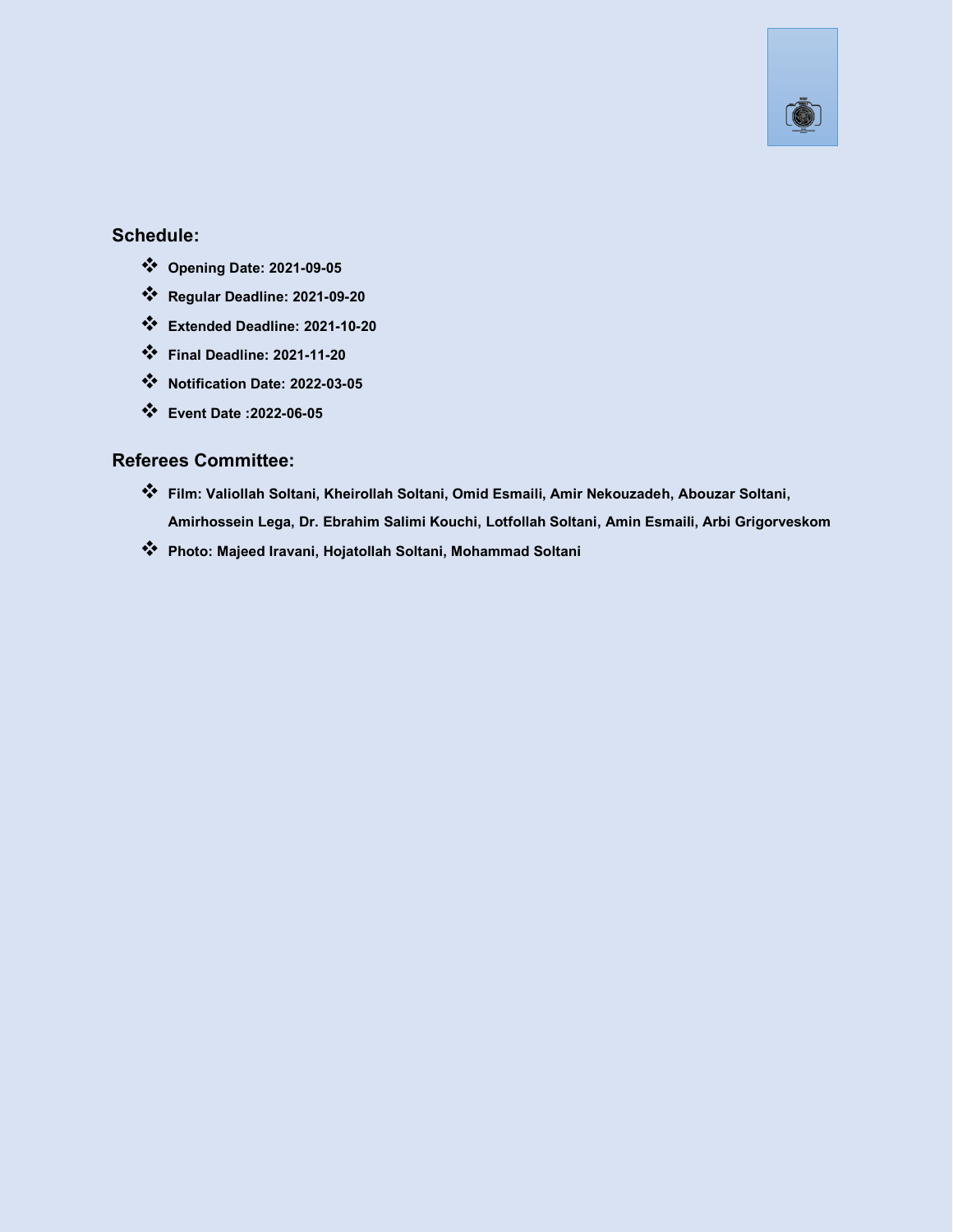## Schedule:

- **Opening Date: 2021-09-05**
- **Regular Deadline: 2021-09-20**
- **Extended Deadline: 2021-10-20**
- **Final Deadline: 2021-11-20**
- **Notification Date: 2022-03-05**
- **Event Date :2022-06-05**

## Referees Committee:

- **Film: Valiollah Soltani, Kheirollah Soltani, Omid Esmaili, Amir Nekouzadeh, Abouzar Soltani, Amirhossein Lega, Dr. Ebrahim Salimi Kouchi, Lotfollah Soltani, Amin Esmaili, Arbi Grigorveskom**
- **Photo: Majeed Iravani, Hojatollah Soltani, Mohammad Soltani**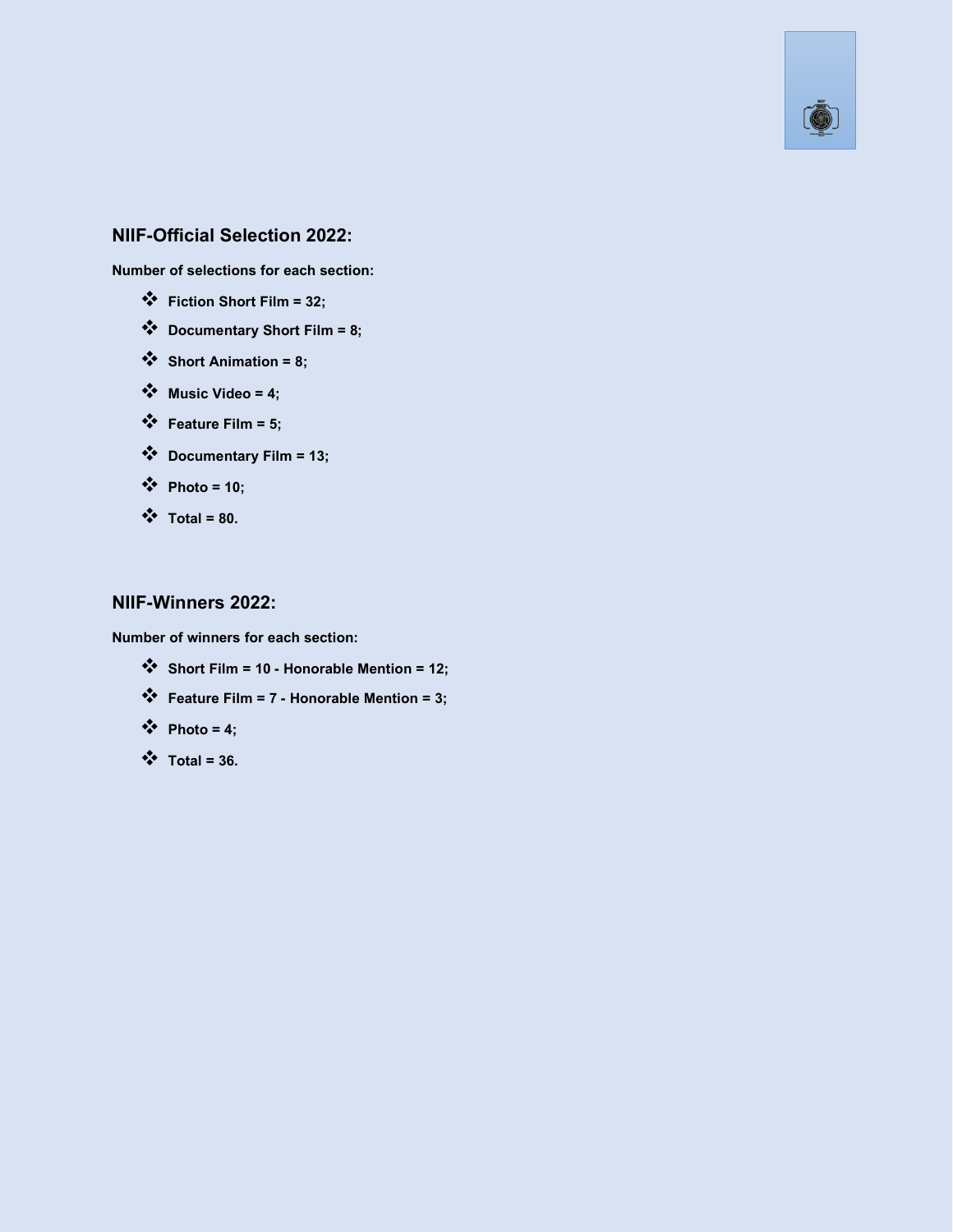## NIIF-Official Selection 2022:

**Number of selections for each section:**

- **Fiction Short Film = 32;**
- **Documentary Short Film = 8;**
- **Short Animation = 8;**
- **Music Video = 4;**
- **Feature Film = 5;**
- **Documentary Film = 13;**
- **Photo = 10;**
- **Total = 80.**

## NIIF-Winners 2022:

**Number of winners for each section:**

- **Short Film = 10 - Honorable Mention = 12;**
- **Feature Film = 7 - Honorable Mention = 3;**
- **Photo = 4;**
- **Total = 36.**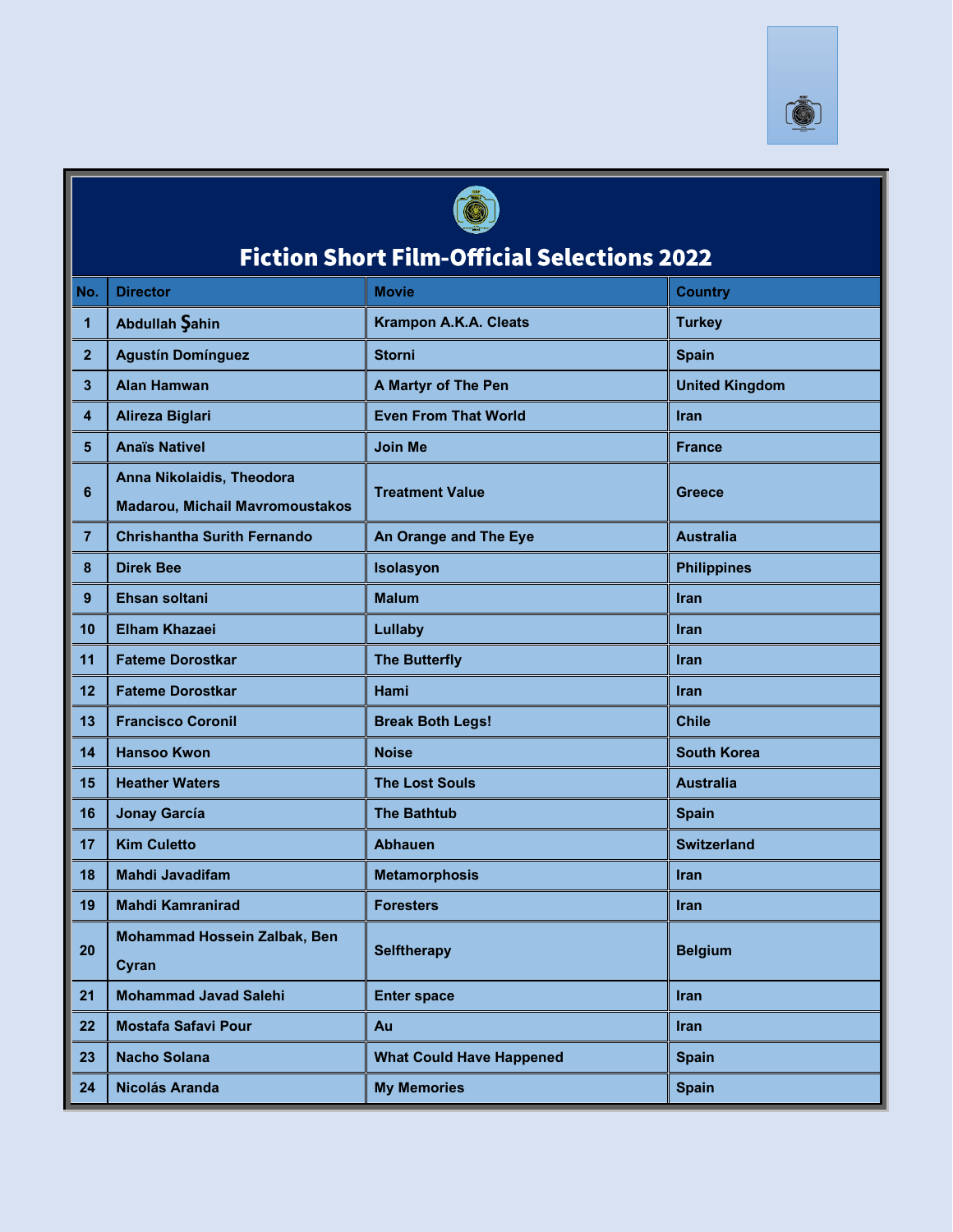# Fiction Short Film-Official Selections 2022

| No. | Director | Movie | Country |
|---|---|---|---|
| 1 | Abdullah Şahin | Krampon A.K.A. Cleats | Turkey |
| 2 | Agustín Domínguez | Storni | Spain |
| 3 | Alan Hamwan | A Martyr of The Pen | United Kingdom |
| 4 | Alireza Biglari | Even From That World | Iran |
| 5 | Anaïs Nativel | Join Me | France |
| 6 | Anna Nikolaidis, Theodora Madarou, Michail Mavromoustakos | Treatment Value | Greece |
| 7 | Chrishantha Surith Fernando | An Orange and The Eye | Australia |
| 8 | Direk Bee | Isolasyon | Philippines |
| 9 | Ehsan soltani | Malum | Iran |
| 10 | Elham Khazaei | Lullaby | Iran |
| 11 | Fateme Dorostkar | The Butterfly | Iran |
| 12 | Fateme Dorostkar | Hami | Iran |
| 13 | Francisco Coronil | Break Both Legs! | Chile |
| 14 | Hansoo Kwon | Noise | South Korea |
| 15 | Heather Waters | The Lost Souls | Australia |
| 16 | Jonay García | The Bathtub | Spain |
| 17 | Kim Culetto | Abhauen | Switzerland |
| 18 | Mahdi Javadifam | Metamorphosis | Iran |
| 19 | Mahdi Kamranirad | Foresters | Iran |
| 20 | Mohammad Hossein Zalbak, Ben Cyran | Selftherapy | Belgium |
| 21 | Mohammad Javad Salehi | Enter space | Iran |
| 22 | Mostafa Safavi Pour | Au | Iran |
| 23 | Nacho Solana | What Could Have Happened | Spain |
| 24 | Nicolás Aranda | My Memories | Spain |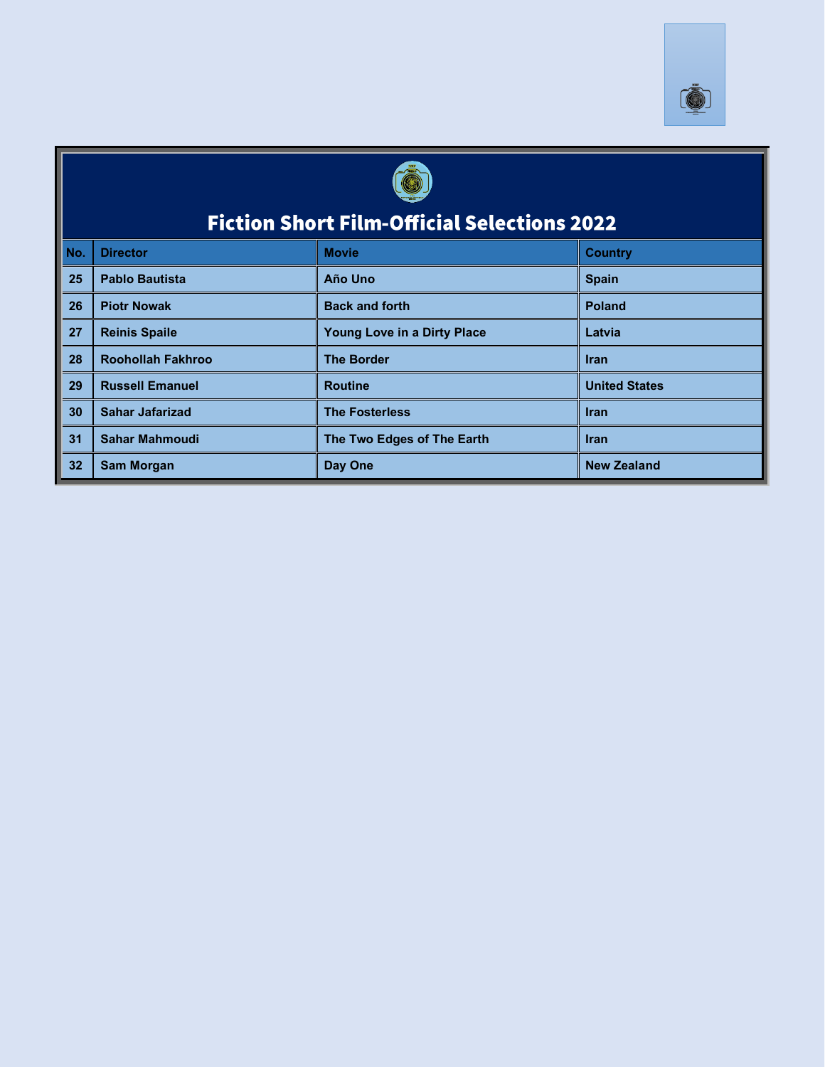# Fiction Short Film-Official Selections 2022

| No. | Director | Movie | Country |
|---|---|---|---|
| 25 | Pablo Bautista | Año Uno | Spain |
| 26 | Piotr Nowak | Back and forth | Poland |
| 27 | Reinis Spaile | Young Love in a Dirty Place | Latvia |
| 28 | Roohollah Fakhroo | The Border | Iran |
| 29 | Russell Emanuel | Routine | United States |
| 30 | Sahar Jafarizad | The Fosterless | Iran |
| 31 | Sahar Mahmoudi | The Two Edges of The Earth | Iran |
| 32 | Sam Morgan | Day One | New Zealand |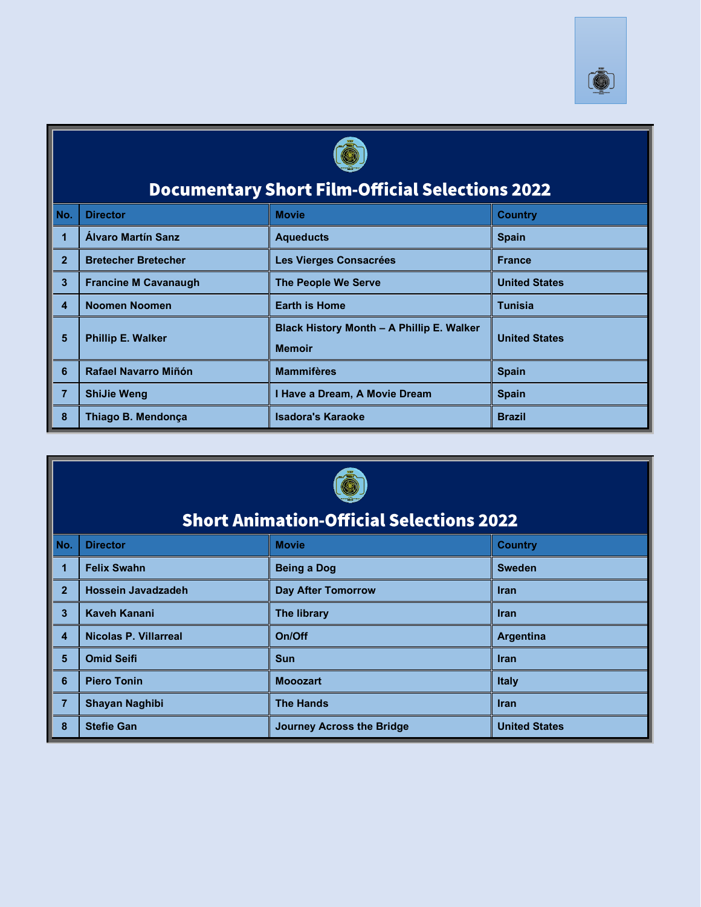## Documentary Short Film-Official Selections 2022

| No. | Director | Movie | Country |
|---|---|---|---|
| 1 | Álvaro Martín Sanz | Aqueducts | Spain |
| 2 | Bretecher Bretecher | Les Vierges Consacrées | France |
| 3 | Francine M Cavanaugh | The People We Serve | United States |
| 4 | Noomen Noomen | Earth is Home | Tunisia |
| 5 | Phillip E. Walker | Black History Month – A Phillip E. Walker Memoir | United States |
| 6 | Rafael Navarro Miñón | Mammifères | Spain |
| 7 | ShiJie Weng | I Have a Dream, A Movie Dream | Spain |
| 8 | Thiago B. Mendonça | Isadora's Karaoke | Brazil |

## Short Animation-Official Selections 2022

| No. | Director | Movie | Country |
|---|---|---|---|
| 1 | Felix Swahn | Being a Dog | Sweden |
| 2 | Hossein Javadzadeh | Day After Tomorrow | Iran |
| 3 | Kaveh Kanani | The library | Iran |
| 4 | Nicolas P. Villarreal | On/Off | Argentina |
| 5 | Omid Seifi | Sun | Iran |
| 6 | Piero Tonin | Mooozart | Italy |
| 7 | Shayan Naghibi | The Hands | Iran |
| 8 | Stefie Gan | Journey Across the Bridge | United States |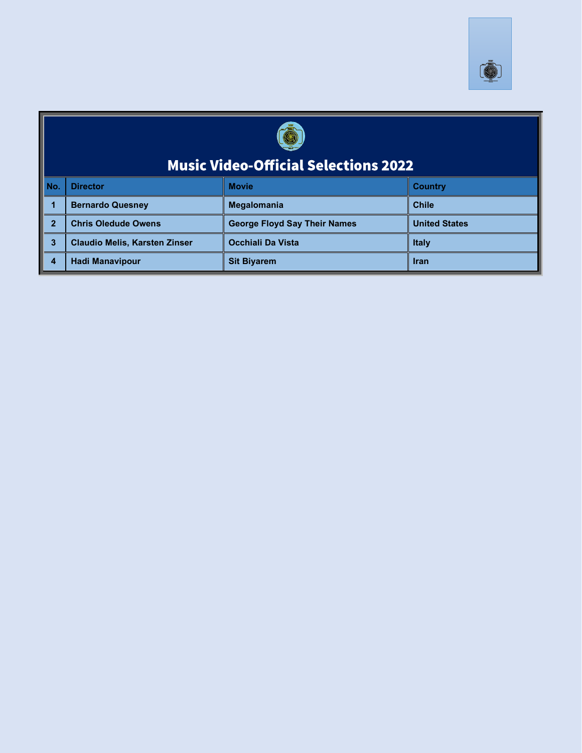# Music Video-Official Selections 2022

| No. | Director | Movie | Country |
|---|---|---|---|
| 1 | Bernardo Quesney | Megalomania | Chile |
| 2 | Chris Oledude Owens | George Floyd Say Their Names | United States |
| 3 | Claudio Melis, Karsten Zinser | Occhiali Da Vista | Italy |
| 4 | Hadi Manavipour | Sit Biyarem | Iran |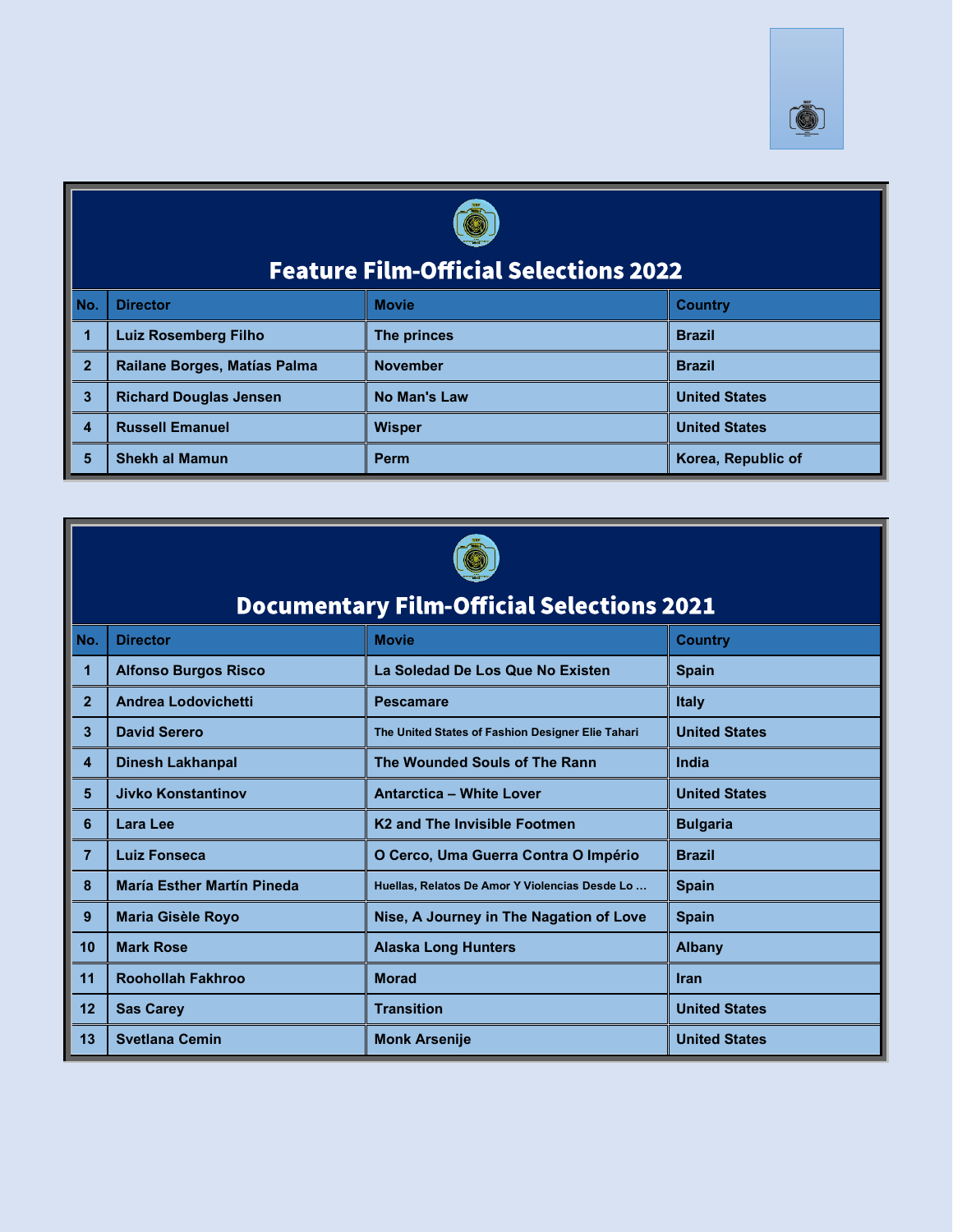## Feature Film-Official Selections 2022

| No. | Director | Movie | Country |
| --- | --- | --- | --- |
| 1 | Luiz Rosemberg Filho | The princes | Brazil |
| 2 | Railane Borges, Matías Palma | November | Brazil |
| 3 | Richard Douglas Jensen | No Man's Law | United States |
| 4 | Russell Emanuel | Wisper | United States |
| 5 | Shekh al Mamun | Perm | Korea, Republic of |

## Documentary Film-Official Selections 2021

| No. | Director | Movie | Country |
| --- | --- | --- | --- |
| 1 | Alfonso Burgos Risco | La Soledad De Los Que No Existen | Spain |
| 2 | Andrea Lodovichetti | Pescamare | Italy |
| 3 | David Serero | The United States of Fashion Designer Elie Tahari | United States |
| 4 | Dinesh Lakhanpal | The Wounded Souls of The Rann | India |
| 5 | Jivko Konstantinov | Antarctica – White Lover | United States |
| 6 | Lara Lee | K2 and The Invisible Footmen | Bulgaria |
| 7 | Luiz Fonseca | O Cerco, Uma Guerra Contra O Império | Brazil |
| 8 | María Esther Martín Pineda | Huellas, Relatos De Amor Y Violencias Desde Lo … | Spain |
| 9 | Maria Gisèle Royo | Nise, A Journey in The Nagation of Love | Spain |
| 10 | Mark Rose | Alaska Long Hunters | Albany |
| 11 | Roohollah Fakhroo | Morad | Iran |
| 12 | Sas Carey | Transition | United States |
| 13 | Svetlana Cemin | Monk Arsenije | United States |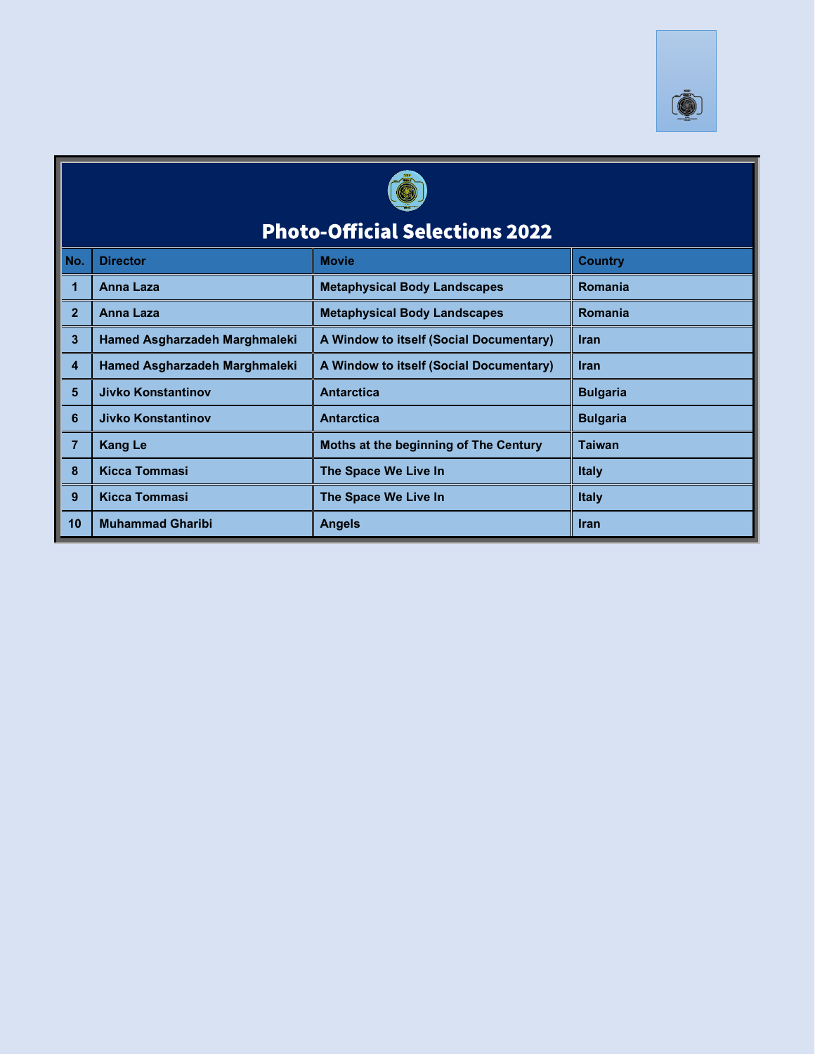# Photo-Official Selections 2022

| No. | Director | Movie | Country |
|---|---|---|---|
| 1 | Anna Laza | Metaphysical Body Landscapes | Romania |
| 2 | Anna Laza | Metaphysical Body Landscapes | Romania |
| 3 | Hamed Asgharzadeh Marghmaleki | A Window to itself (Social Documentary) | Iran |
| 4 | Hamed Asgharzadeh Marghmaleki | A Window to itself (Social Documentary) | Iran |
| 5 | Jivko Konstantinov | Antarctica | Bulgaria |
| 6 | Jivko Konstantinov | Antarctica | Bulgaria |
| 7 | Kang Le | Moths at the beginning of The Century | Taiwan |
| 8 | Kicca Tommasi | The Space We Live In | Italy |
| 9 | Kicca Tommasi | The Space We Live In | Italy |
| 10 | Muhammad Gharibi | Angels | Iran |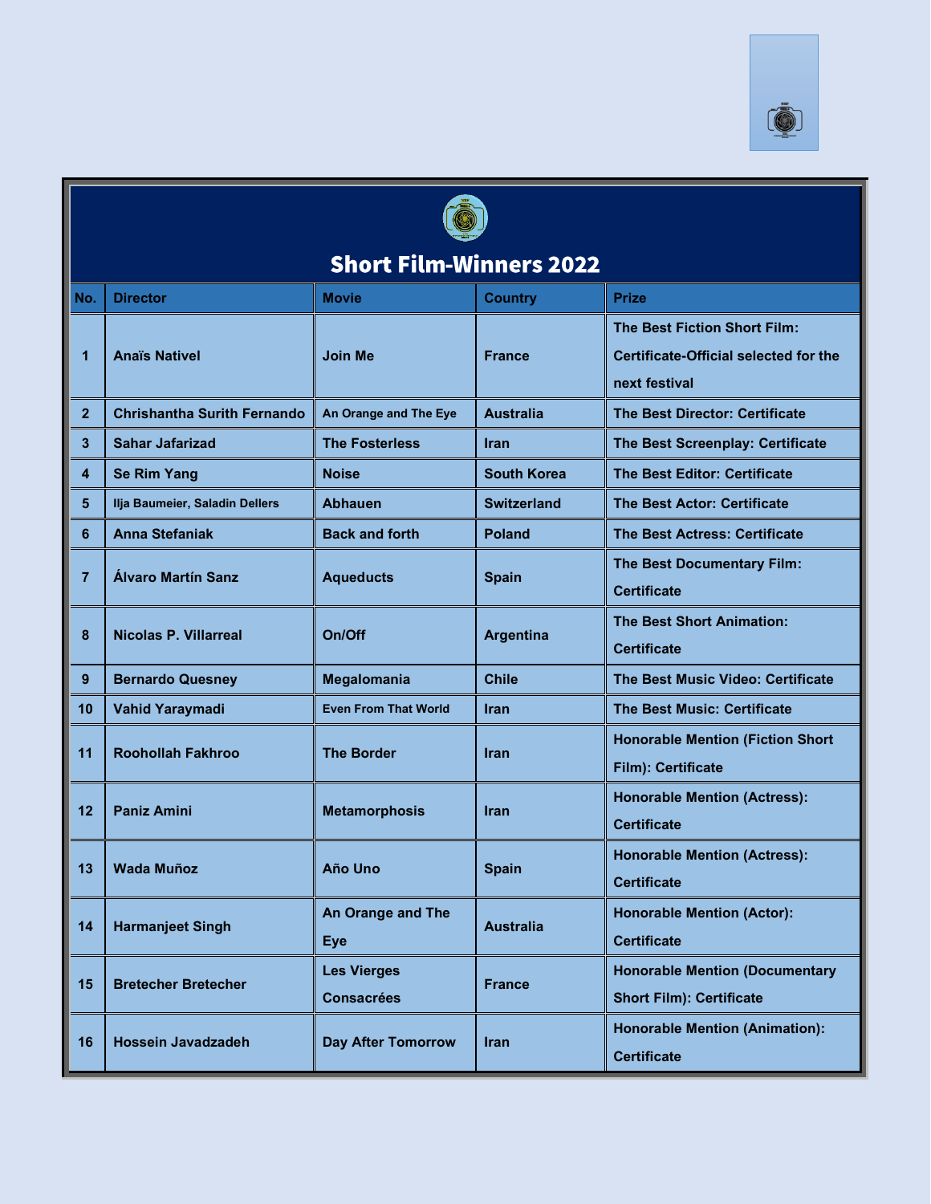## Short Film-Winners 2022

| No. | Director | Movie | Country | Prize |
|---|---|---|---|---|
| 1 | Anaïs Nativel | Join Me | France | The Best Fiction Short Film: Certificate-Official selected for the next festival |
| 2 | Chrishantha Surith Fernando | An Orange and The Eye | Australia | The Best Director: Certificate |
| 3 | Sahar Jafarizad | The Fosterless | Iran | The Best Screenplay: Certificate |
| 4 | Se Rim Yang | Noise | South Korea | The Best Editor: Certificate |
| 5 | Ilja Baumeier, Saladin Dellers | Abhauen | Switzerland | The Best Actor: Certificate |
| 6 | Anna Stefaniak | Back and forth | Poland | The Best Actress: Certificate |
| 7 | Álvaro Martín Sanz | Aqueducts | Spain | The Best Documentary Film: Certificate |
| 8 | Nicolas P. Villarreal | On/Off | Argentina | The Best Short Animation: Certificate |
| 9 | Bernardo Quesney | Megalomania | Chile | The Best Music Video: Certificate |
| 10 | Vahid Yaraymadi | Even From That World | Iran | The Best Music: Certificate |
| 11 | Roohollah Fakhroo | The Border | Iran | Honorable Mention (Fiction Short Film): Certificate |
| 12 | Paniz Amini | Metamorphosis | Iran | Honorable Mention (Actress): Certificate |
| 13 | Wada Muñoz | Año Uno | Spain | Honorable Mention (Actress): Certificate |
| 14 | Harmanjeet Singh | An Orange and The Eye | Australia | Honorable Mention (Actor): Certificate |
| 15 | Bretecher Bretecher | Les Vierges Consacrées | France | Honorable Mention (Documentary Short Film): Certificate |
| 16 | Hossein Javadzadeh | Day After Tomorrow | Iran | Honorable Mention (Animation): Certificate |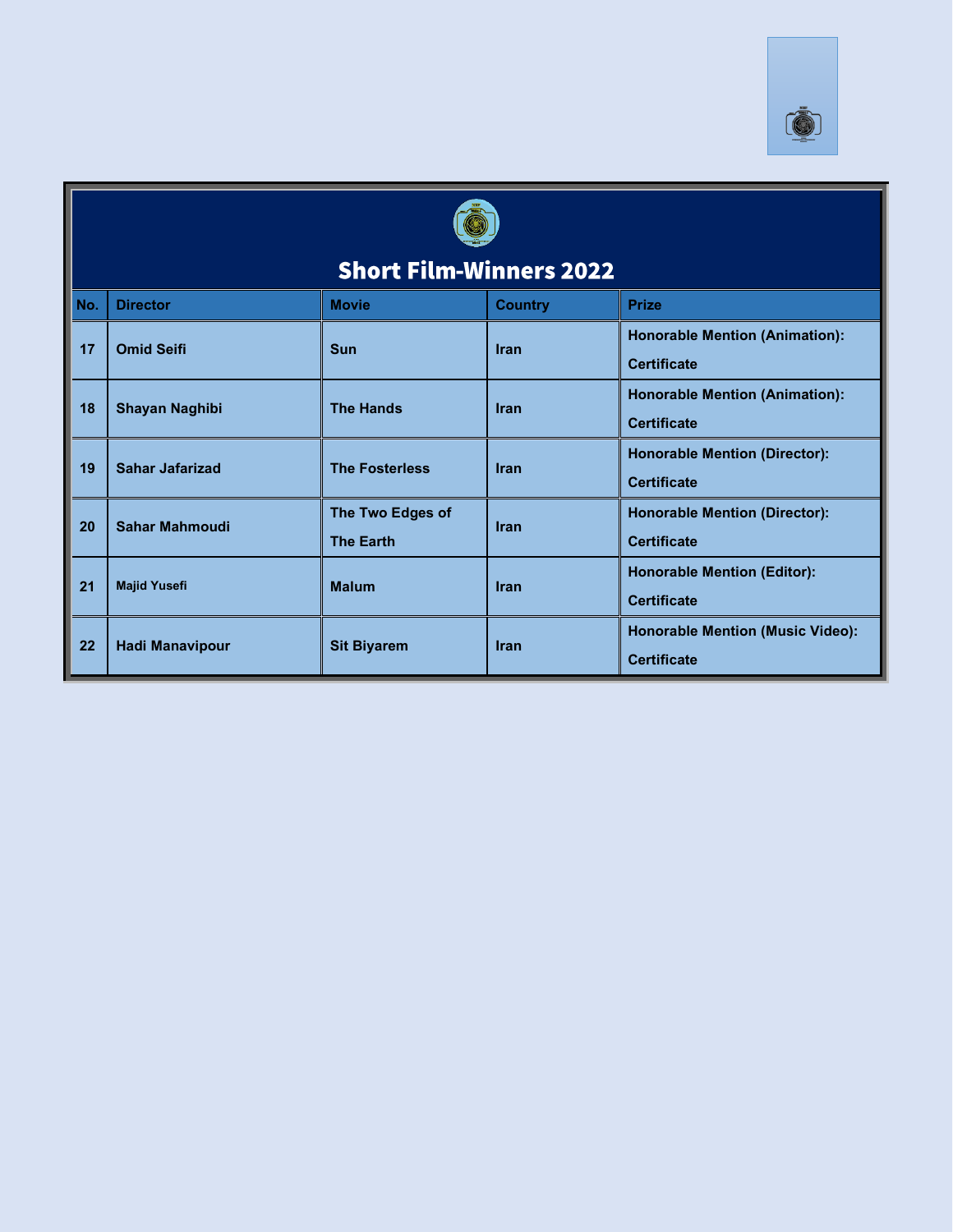## Short Film-Winners 2022

| No. | Director | Movie | Country | Prize |
|---|---|---|---|---|
| 17 | Omid Seifi | Sun | Iran | Honorable Mention (Animation): Certificate |
| 18 | Shayan Naghibi | The Hands | Iran | Honorable Mention (Animation): Certificate |
| 19 | Sahar Jafarizad | The Fosterless | Iran | Honorable Mention (Director): Certificate |
| 20 | Sahar Mahmoudi | The Two Edges of The Earth | Iran | Honorable Mention (Director): Certificate |
| 21 | Majid Yusefi | Malum | Iran | Honorable Mention (Editor): Certificate |
| 22 | Hadi Manavipour | Sit Biyarem | Iran | Honorable Mention (Music Video): Certificate |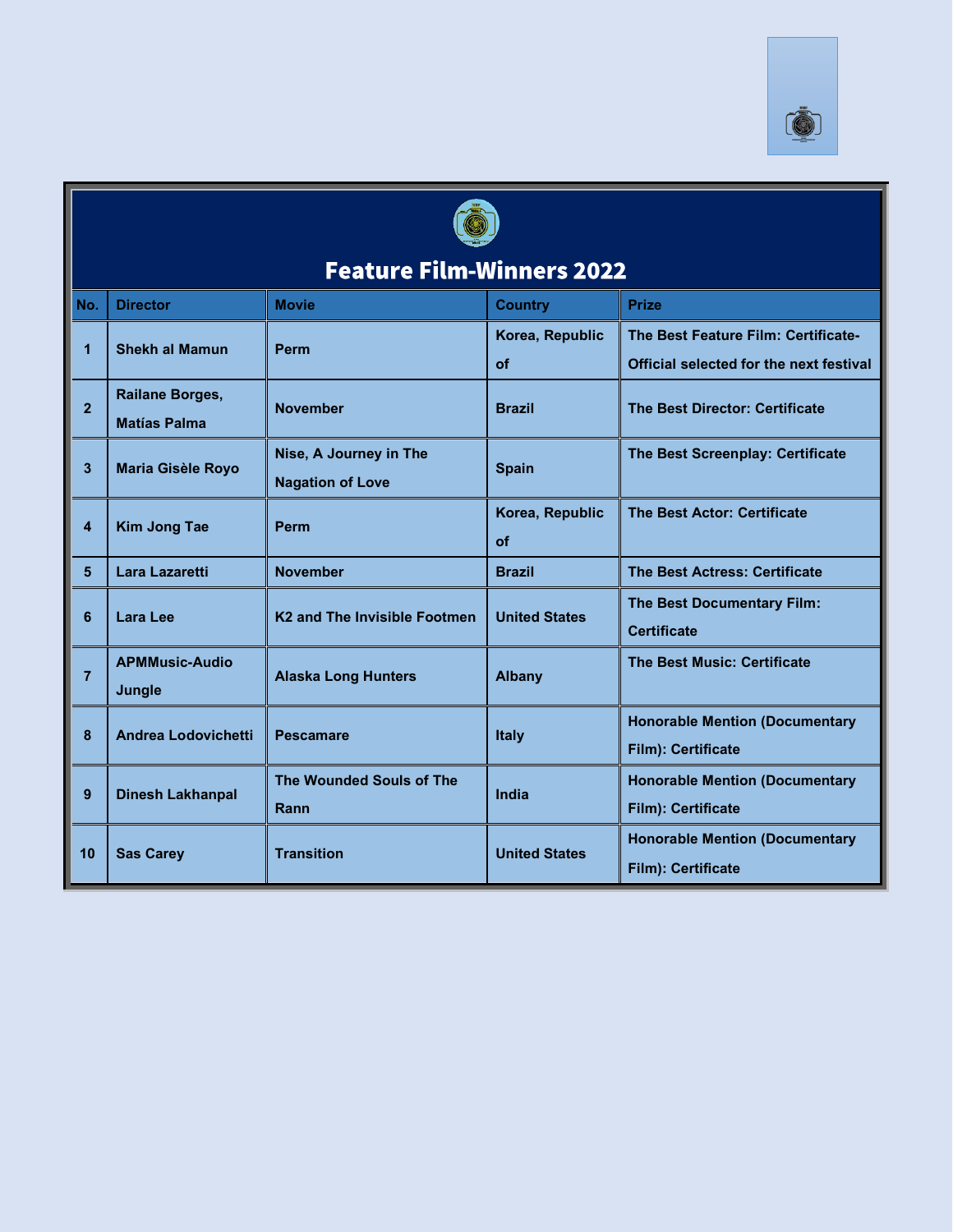# Feature Film-Winners 2022

| No. | Director | Movie | Country | Prize |
|---|---|---|---|---|
| 1 | Shekh al Mamun | Perm | Korea, Republic of | The Best Feature Film: Certificate-Official selected for the next festival |
| 2 | Railane Borges, Matías Palma | November | Brazil | The Best Director: Certificate |
| 3 | Maria Gisèle Royo | Nise, A Journey in The Nagation of Love | Spain | The Best Screenplay: Certificate |
| 4 | Kim Jong Tae | Perm | Korea, Republic of | The Best Actor: Certificate |
| 5 | Lara Lazaretti | November | Brazil | The Best Actress: Certificate |
| 6 | Lara Lee | K2 and The Invisible Footmen | United States | The Best Documentary Film: Certificate |
| 7 | APMMusic-Audio Jungle | Alaska Long Hunters | Albany | The Best Music: Certificate |
| 8 | Andrea Lodovichetti | Pescamare | Italy | Honorable Mention (Documentary Film): Certificate |
| 9 | Dinesh Lakhanpal | The Wounded Souls of The Rann | India | Honorable Mention (Documentary Film): Certificate |
| 10 | Sas Carey | Transition | United States | Honorable Mention (Documentary Film): Certificate |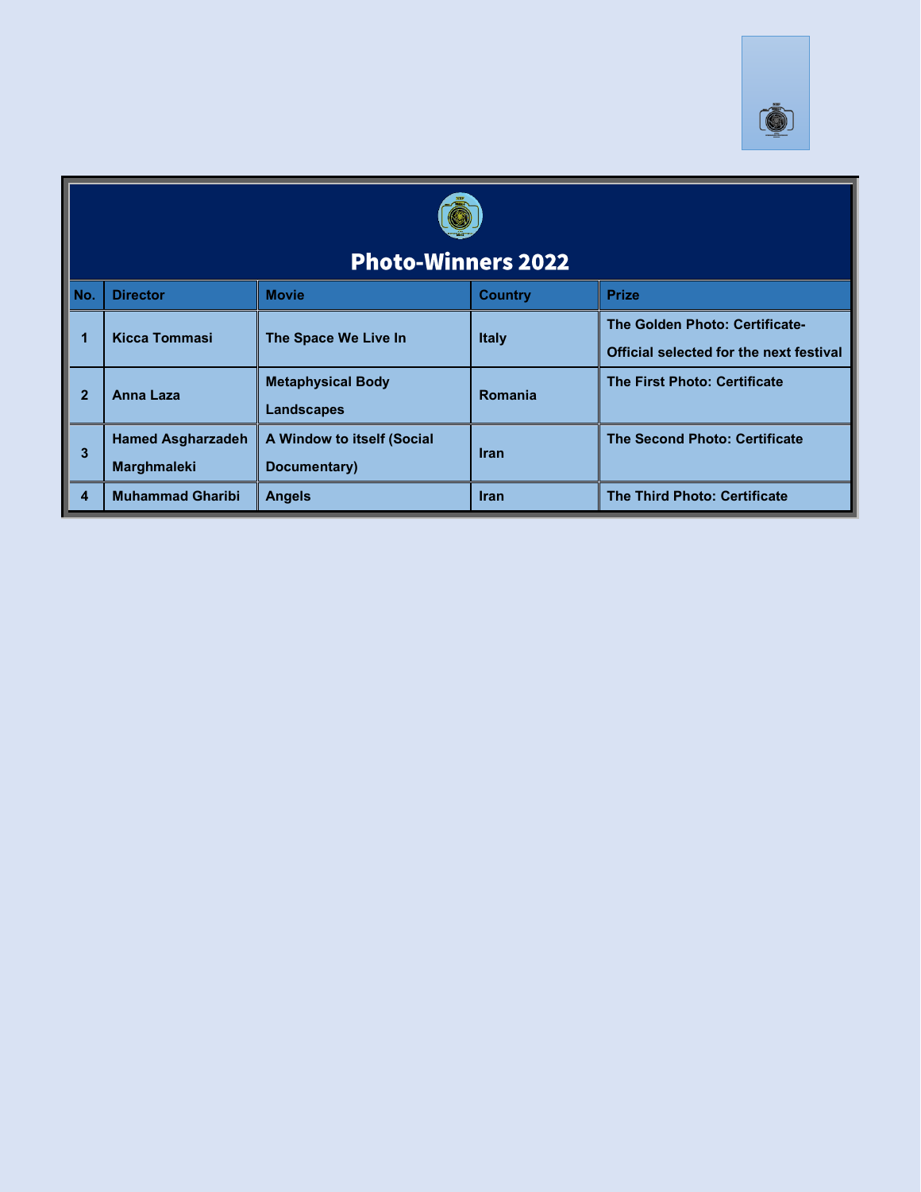# Photo-Winners 2022

| No. | Director | Movie | Country | Prize |
|---|---|---|---|---|
| 1 | Kicca Tommasi | The Space We Live In | Italy | The Golden Photo: Certificate- Official selected for the next festival |
| 2 | Anna Laza | Metaphysical Body Landscapes | Romania | The First Photo: Certificate |
| 3 | Hamed Asgharzadeh Marghmaleki | A Window to itself (Social Documentary) | Iran | The Second Photo: Certificate |
| 4 | Muhammad Gharibi | Angels | Iran | The Third Photo: Certificate |